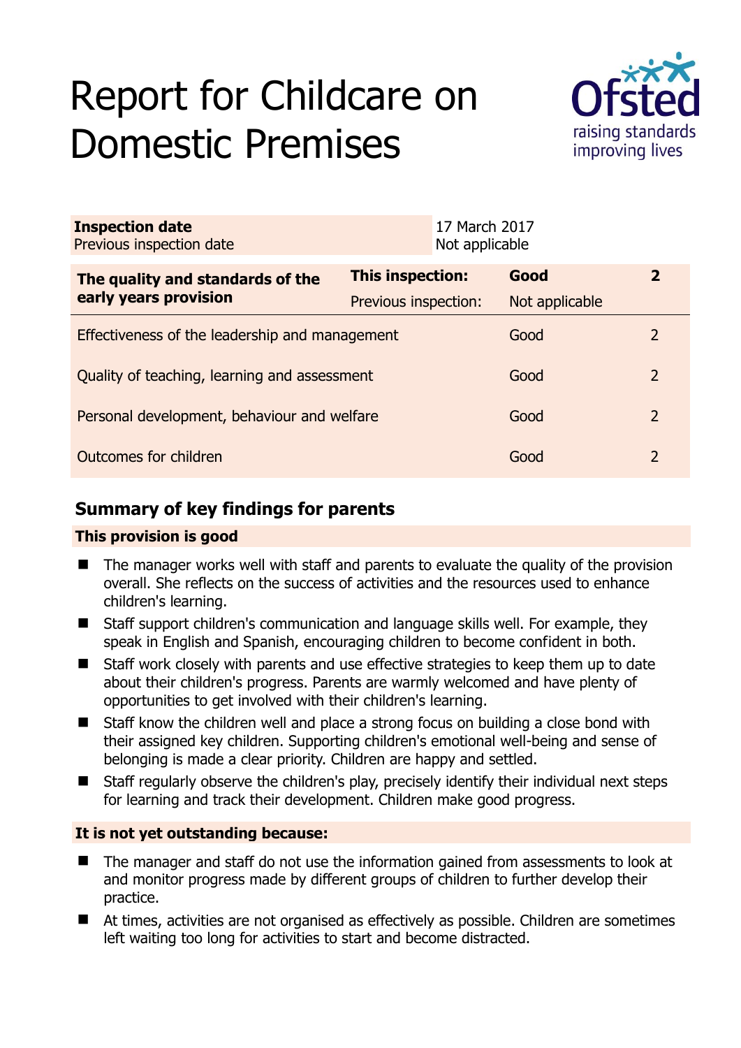# Report for Childcare on Domestic Premises

| **Inspection date** | 17 March 2017 |
|---|---|
| Previous inspection date | Not applicable |

| **The quality and standards of the early years provision** | **This inspection:** | **Good** | **2** |
|---|---|---|---|
| | Previous inspection: | Not applicable | |
| Effectiveness of the leadership and management | | Good | 2 |
| Quality of teaching, learning and assessment | | Good | 2 |
| Personal development, behaviour and welfare | | Good | 2 |
| Outcomes for children | | Good | 2 |

## Summary of key findings for parents

**This provision is good**

- The manager works well with staff and parents to evaluate the quality of the provision overall. She reflects on the success of activities and the resources used to enhance children's learning.
- Staff support children's communication and language skills well. For example, they speak in English and Spanish, encouraging children to become confident in both.
- Staff work closely with parents and use effective strategies to keep them up to date about their children's progress. Parents are warmly welcomed and have plenty of opportunities to get involved with their children's learning.
- Staff know the children well and place a strong focus on building a close bond with their assigned key children. Supporting children's emotional well-being and sense of belonging is made a clear priority. Children are happy and settled.
- Staff regularly observe the children's play, precisely identify their individual next steps for learning and track their development. Children make good progress.

**It is not yet outstanding because:**

- The manager and staff do not use the information gained from assessments to look at and monitor progress made by different groups of children to further develop their practice.
- At times, activities are not organised as effectively as possible. Children are sometimes left waiting too long for activities to start and become distracted.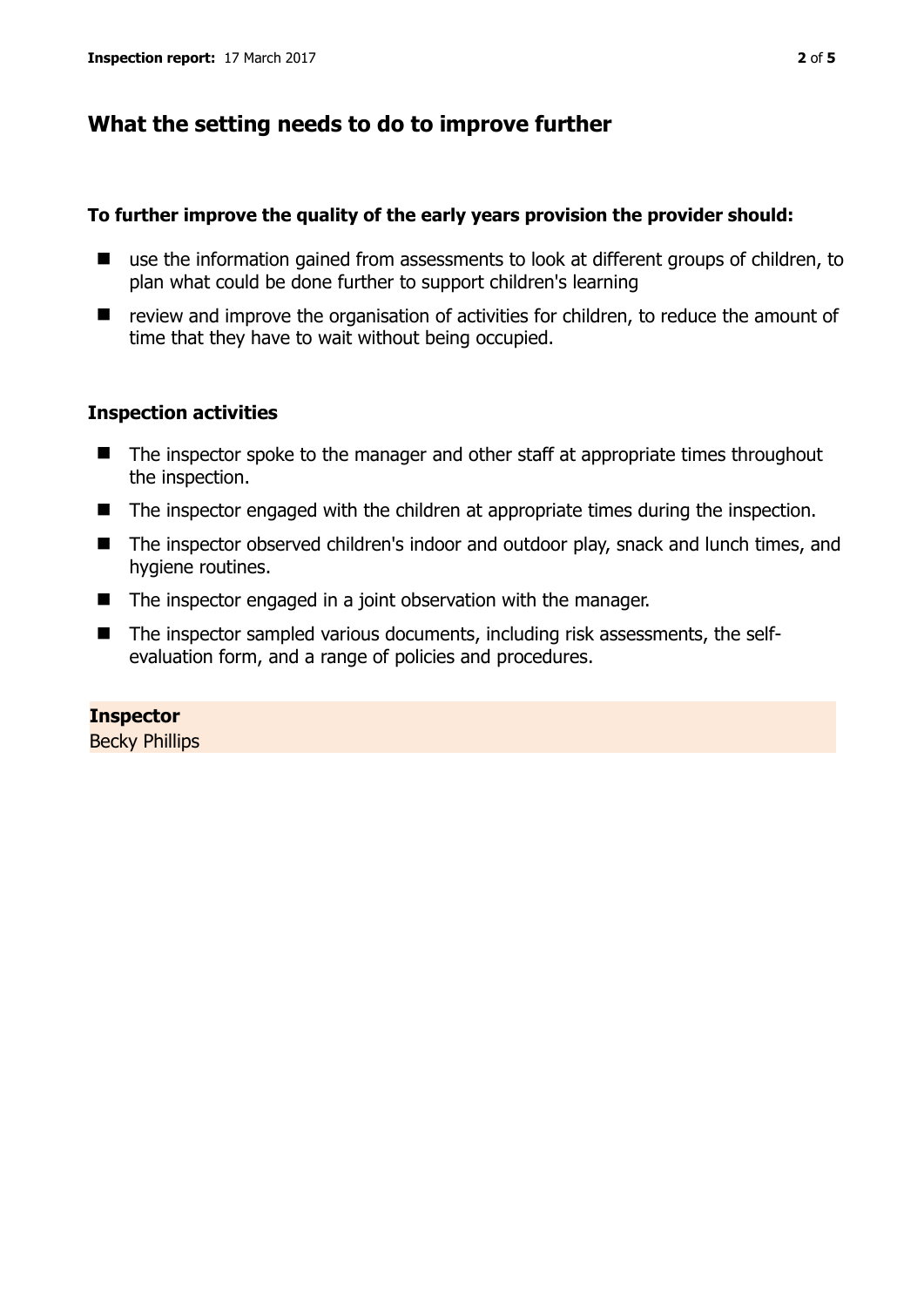## What the setting needs to do to improve further

**To further improve the quality of the early years provision the provider should:**

- use the information gained from assessments to look at different groups of children, to plan what could be done further to support children's learning
- review and improve the organisation of activities for children, to reduce the amount of time that they have to wait without being occupied.

### Inspection activities

- The inspector spoke to the manager and other staff at appropriate times throughout the inspection.
- The inspector engaged with the children at appropriate times during the inspection.
- The inspector observed children's indoor and outdoor play, snack and lunch times, and hygiene routines.
- The inspector engaged in a joint observation with the manager.
- The inspector sampled various documents, including risk assessments, the self-evaluation form, and a range of policies and procedures.

**Inspector**
Becky Phillips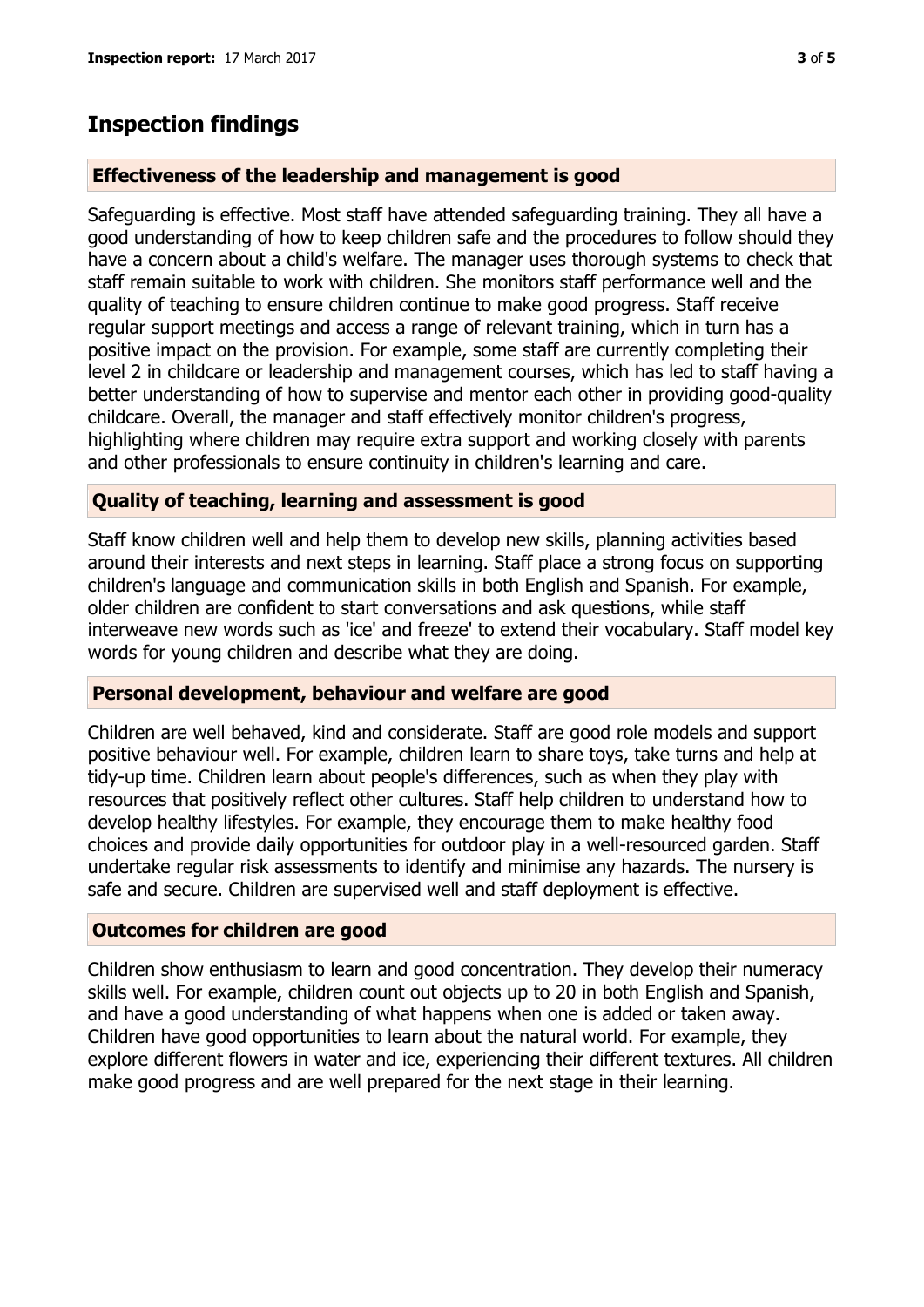## Inspection findings

### Effectiveness of the leadership and management is good

Safeguarding is effective. Most staff have attended safeguarding training. They all have a good understanding of how to keep children safe and the procedures to follow should they have a concern about a child's welfare. The manager uses thorough systems to check that staff remain suitable to work with children. She monitors staff performance well and the quality of teaching to ensure children continue to make good progress. Staff receive regular support meetings and access a range of relevant training, which in turn has a positive impact on the provision. For example, some staff are currently completing their level 2 in childcare or leadership and management courses, which has led to staff having a better understanding of how to supervise and mentor each other in providing good-quality childcare. Overall, the manager and staff effectively monitor children's progress, highlighting where children may require extra support and working closely with parents and other professionals to ensure continuity in children's learning and care.

### Quality of teaching, learning and assessment is good

Staff know children well and help them to develop new skills, planning activities based around their interests and next steps in learning. Staff place a strong focus on supporting children's language and communication skills in both English and Spanish. For example, older children are confident to start conversations and ask questions, while staff interweave new words such as 'ice' and freeze' to extend their vocabulary. Staff model key words for young children and describe what they are doing.

### Personal development, behaviour and welfare are good

Children are well behaved, kind and considerate. Staff are good role models and support positive behaviour well. For example, children learn to share toys, take turns and help at tidy-up time. Children learn about people's differences, such as when they play with resources that positively reflect other cultures. Staff help children to understand how to develop healthy lifestyles. For example, they encourage them to make healthy food choices and provide daily opportunities for outdoor play in a well-resourced garden. Staff undertake regular risk assessments to identify and minimise any hazards. The nursery is safe and secure. Children are supervised well and staff deployment is effective.

### Outcomes for children are good

Children show enthusiasm to learn and good concentration. They develop their numeracy skills well. For example, children count out objects up to 20 in both English and Spanish, and have a good understanding of what happens when one is added or taken away. Children have good opportunities to learn about the natural world. For example, they explore different flowers in water and ice, experiencing their different textures. All children make good progress and are well prepared for the next stage in their learning.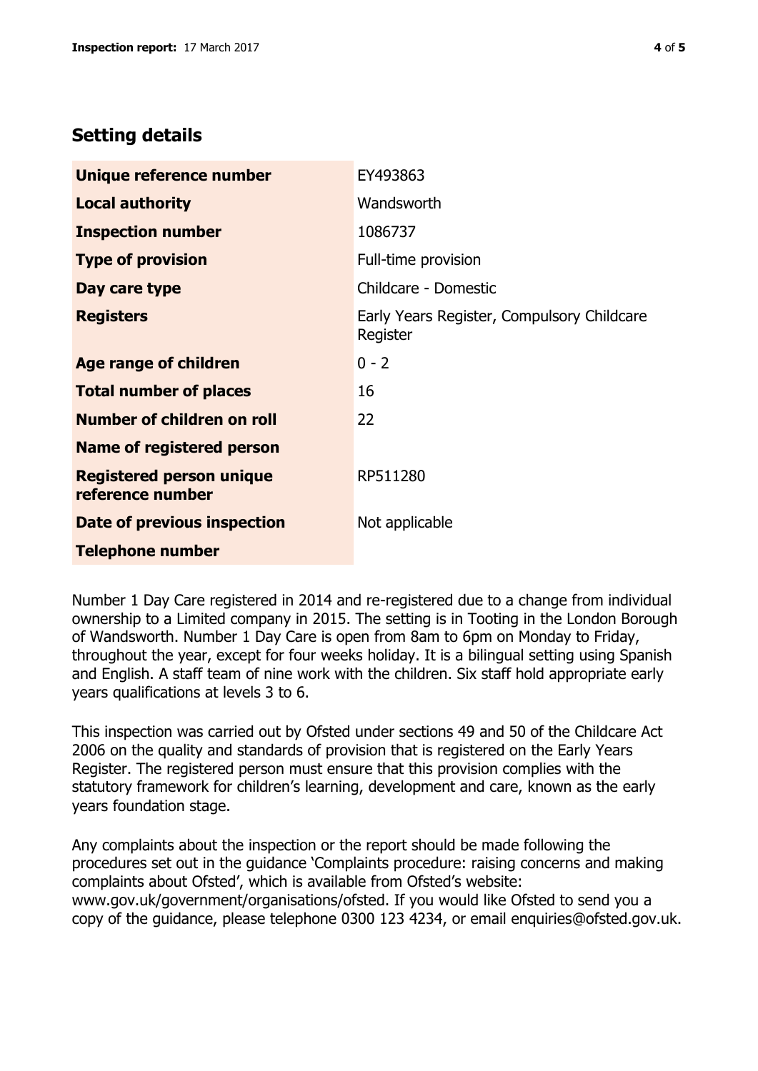## Setting details

| | |
|---|---|
| **Unique reference number** | EY493863 |
| **Local authority** | Wandsworth |
| **Inspection number** | 1086737 |
| **Type of provision** | Full-time provision |
| **Day care type** | Childcare - Domestic |
| **Registers** | Early Years Register, Compulsory Childcare Register |
| **Age range of children** | 0 - 2 |
| **Total number of places** | 16 |
| **Number of children on roll** | 22 |
| **Name of registered person** | |
| **Registered person unique reference number** | RP511280 |
| **Date of previous inspection** | Not applicable |
| **Telephone number** | |

Number 1 Day Care registered in 2014 and re-registered due to a change from individual ownership to a Limited company in 2015. The setting is in Tooting in the London Borough of Wandsworth. Number 1 Day Care is open from 8am to 6pm on Monday to Friday, throughout the year, except for four weeks holiday. It is a bilingual setting using Spanish and English. A staff team of nine work with the children. Six staff hold appropriate early years qualifications at levels 3 to 6.

This inspection was carried out by Ofsted under sections 49 and 50 of the Childcare Act 2006 on the quality and standards of provision that is registered on the Early Years Register. The registered person must ensure that this provision complies with the statutory framework for children's learning, development and care, known as the early years foundation stage.

Any complaints about the inspection or the report should be made following the procedures set out in the guidance 'Complaints procedure: raising concerns and making complaints about Ofsted', which is available from Ofsted's website: www.gov.uk/government/organisations/ofsted. If you would like Ofsted to send you a copy of the guidance, please telephone 0300 123 4234, or email enquiries@ofsted.gov.uk.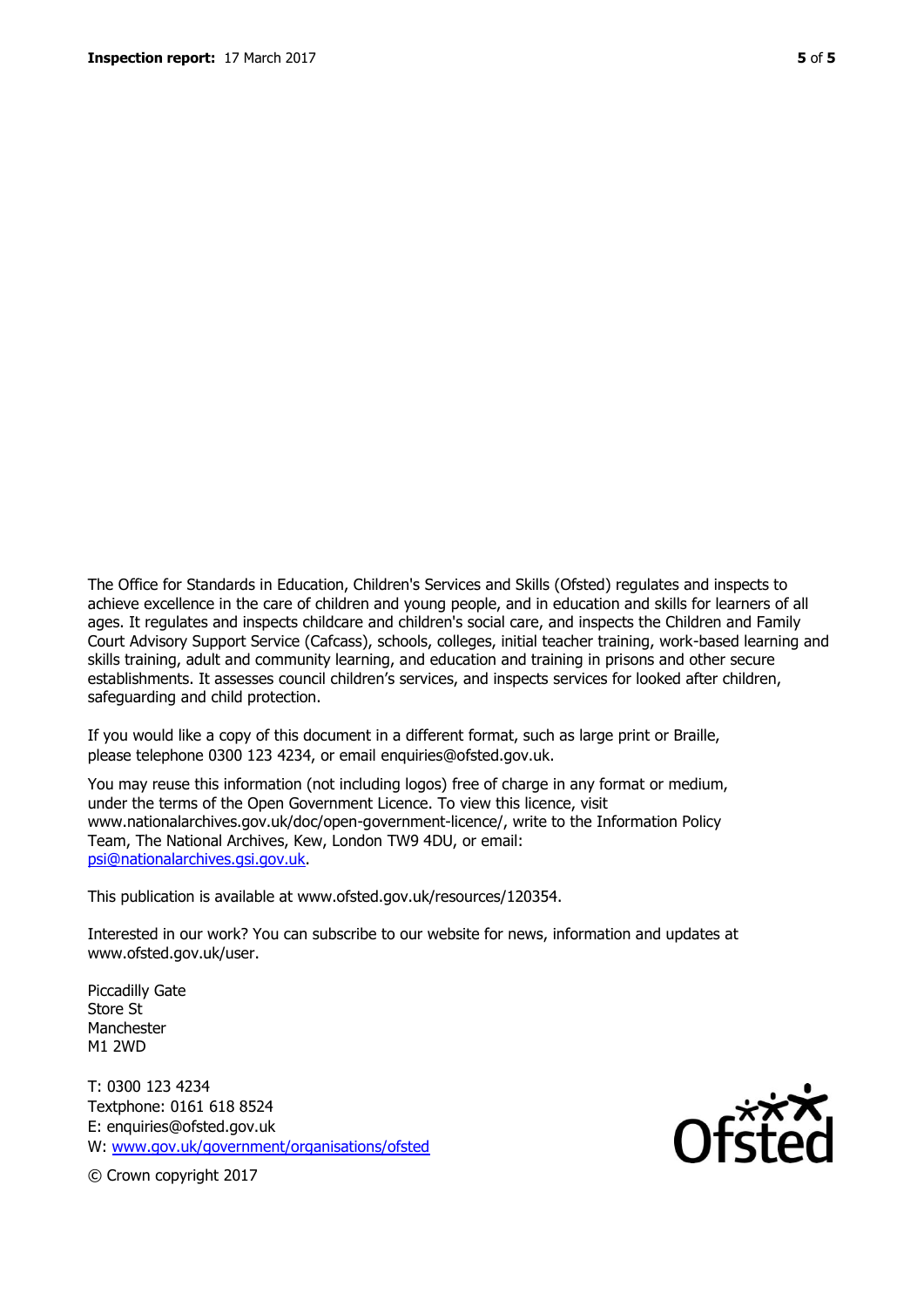The Office for Standards in Education, Children's Services and Skills (Ofsted) regulates and inspects to achieve excellence in the care of children and young people, and in education and skills for learners of all ages. It regulates and inspects childcare and children's social care, and inspects the Children and Family Court Advisory Support Service (Cafcass), schools, colleges, initial teacher training, work-based learning and skills training, adult and community learning, and education and training in prisons and other secure establishments. It assesses council children's services, and inspects services for looked after children, safeguarding and child protection.

If you would like a copy of this document in a different format, such as large print or Braille, please telephone 0300 123 4234, or email enquiries@ofsted.gov.uk.

You may reuse this information (not including logos) free of charge in any format or medium, under the terms of the Open Government Licence. To view this licence, visit www.nationalarchives.gov.uk/doc/open-government-licence/, write to the Information Policy Team, The National Archives, Kew, London TW9 4DU, or email: [psi@nationalarchives.gsi.gov.uk](mailto:psi@nationalarchives.gsi.gov.uk).

This publication is available at www.ofsted.gov.uk/resources/120354.

Interested in our work? You can subscribe to our website for news, information and updates at www.ofsted.gov.uk/user.

Piccadilly Gate
Store St
Manchester
M1 2WD

T: 0300 123 4234
Textphone: 0161 618 8524
E: enquiries@ofsted.gov.uk
W: [www.gov.uk/government/organisations/ofsted](http://www.gov.uk/government/organisations/ofsted)

© Crown copyright 2017